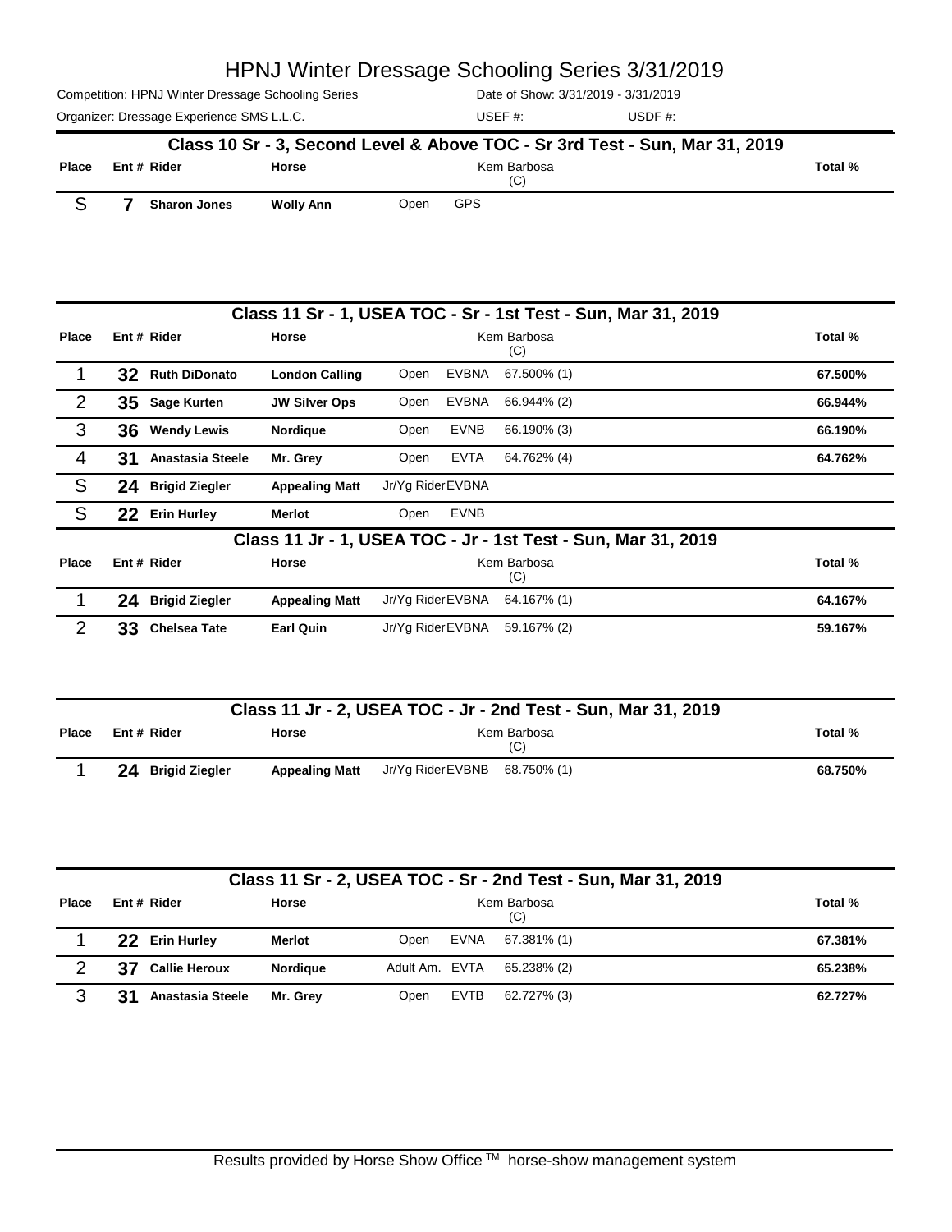# HPNJ Winter Dressage Schooling Series 3/31/2019

Competition: HPNJ Winter Dressage Schooling Series

Date of Show: 3/31/2019 - 3/31/2019

Organizer: Dressage Experience SMS L.L.C.

USEF #:

USDF #:

## Class 10 Sr - 3, Second Level & Above TOC - Sr 3rd Test - Sun, Mar 31, 2019

| Place | Ent # | Rider | Horse | | | Kem Barbosa (C) | Total % |
|---|---|---|---|---|---|---|---|
| S | 7 | Sharon Jones | Wolly Ann | Open | GPS | | |

## Class 11 Sr - 1, USEA TOC - Sr - 1st Test - Sun, Mar 31, 2019

| Place | Ent # | Rider | Horse | | | Kem Barbosa (C) | Total % |
|---|---|---|---|---|---|---|---|
| 1 | 32 | Ruth DiDonato | London Calling | Open | EVBNA | 67.500% (1) | 67.500% |
| 2 | 35 | Sage Kurten | JW Silver Ops | Open | EVBNA | 66.944% (2) | 66.944% |
| 3 | 36 | Wendy Lewis | Nordique | Open | EVNB | 66.190% (3) | 66.190% |
| 4 | 31 | Anastasia Steele | Mr. Grey | Open | EVTA | 64.762% (4) | 64.762% |
| S | 24 | Brigid Ziegler | Appealing Matt | Jr/Yg Rider | EVBNA | | |
| S | 22 | Erin Hurley | Merlot | Open | EVNB | | |

## Class 11 Jr - 1, USEA TOC - Jr - 1st Test - Sun, Mar 31, 2019

| Place | Ent # | Rider | Horse | | | Kem Barbosa (C) | Total % |
|---|---|---|---|---|---|---|---|
| 1 | 24 | Brigid Ziegler | Appealing Matt | Jr/Yg Rider | EVBNA | 64.167% (1) | 64.167% |
| 2 | 33 | Chelsea Tate | Earl Quin | Jr/Yg Rider | EVBNA | 59.167% (2) | 59.167% |

## Class 11 Jr - 2, USEA TOC - Jr - 2nd Test - Sun, Mar 31, 2019

| Place | Ent # | Rider | Horse | | | Kem Barbosa (C) | Total % |
|---|---|---|---|---|---|---|---|
| 1 | 24 | Brigid Ziegler | Appealing Matt | Jr/Yg Rider | EVBNB | 68.750% (1) | 68.750% |

## Class 11 Sr - 2, USEA TOC - Sr - 2nd Test - Sun, Mar 31, 2019

| Place | Ent # | Rider | Horse | | | Kem Barbosa (C) | Total % |
|---|---|---|---|---|---|---|---|
| 1 | 22 | Erin Hurley | Merlot | Open | EVNA | 67.381% (1) | 67.381% |
| 2 | 37 | Callie Heroux | Nordique | Adult Am. | EVTA | 65.238% (2) | 65.238% |
| 3 | 31 | Anastasia Steele | Mr. Grey | Open | EVTB | 62.727% (3) | 62.727% |

Results provided by Horse Show Office ™ horse-show management system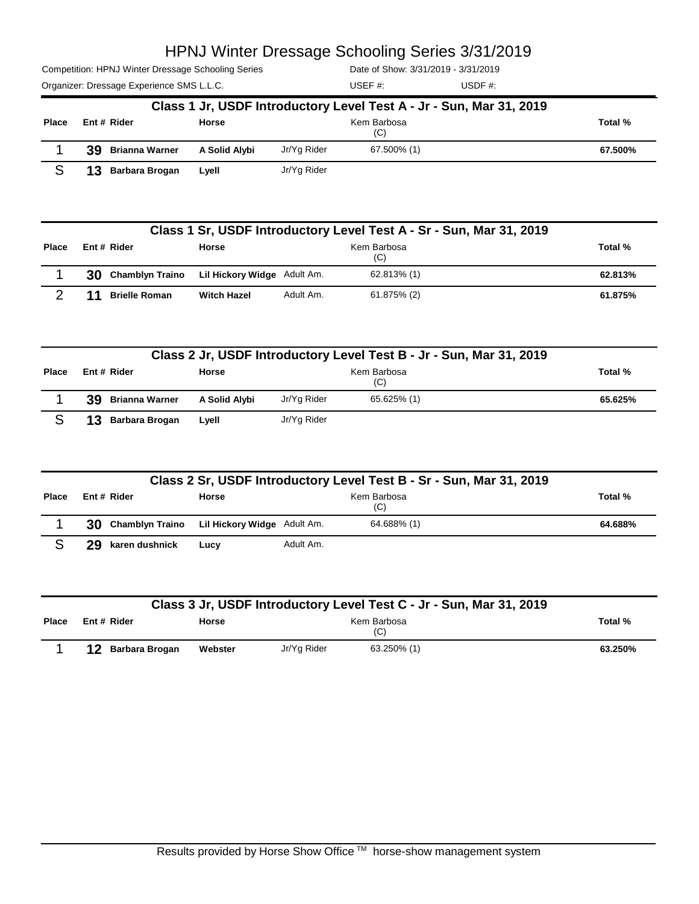# HPNJ Winter Dressage Schooling Series 3/31/2019

Competition: HPNJ Winter Dressage Schooling Series
Organizer: Dressage Experience SMS L.L.C.
Date of Show: 3/31/2019 - 3/31/2019
USEF #:
USDF #:

## Class 1 Jr, USDF Introductory Level Test A - Jr - Sun, Mar 31, 2019

| Place | Ent # | Rider | Horse | | Kem Barbosa (C) | Total % |
|---|---|---|---|---|---|---|
| 1 | 39 | Brianna Warner | A Solid Alybi | Jr/Yg Rider | 67.500% (1) | 67.500% |
| S | 13 | Barbara Brogan | Lyell | Jr/Yg Rider | | |

## Class 1 Sr, USDF Introductory Level Test A - Sr - Sun, Mar 31, 2019

| Place | Ent # | Rider | Horse | | Kem Barbosa (C) | Total % |
|---|---|---|---|---|---|---|
| 1 | 30 | Chamblyn Traino | Lil Hickory Widge | Adult Am. | 62.813% (1) | 62.813% |
| 2 | 11 | Brielle Roman | Witch Hazel | Adult Am. | 61.875% (2) | 61.875% |

## Class 2 Jr, USDF Introductory Level Test B - Jr - Sun, Mar 31, 2019

| Place | Ent # | Rider | Horse | | Kem Barbosa (C) | Total % |
|---|---|---|---|---|---|---|
| 1 | 39 | Brianna Warner | A Solid Alybi | Jr/Yg Rider | 65.625% (1) | 65.625% |
| S | 13 | Barbara Brogan | Lyell | Jr/Yg Rider | | |

## Class 2 Sr, USDF Introductory Level Test B - Sr - Sun, Mar 31, 2019

| Place | Ent # | Rider | Horse | | Kem Barbosa (C) | Total % |
|---|---|---|---|---|---|---|
| 1 | 30 | Chamblyn Traino | Lil Hickory Widge | Adult Am. | 64.688% (1) | 64.688% |
| S | 29 | karen dushnick | Lucy | Adult Am. | | |

## Class 3 Jr, USDF Introductory Level Test C - Jr - Sun, Mar 31, 2019

| Place | Ent # | Rider | Horse | | Kem Barbosa (C) | Total % |
|---|---|---|---|---|---|---|
| 1 | 12 | Barbara Brogan | Webster | Jr/Yg Rider | 63.250% (1) | 63.250% |

Results provided by Horse Show Office ™ horse-show management system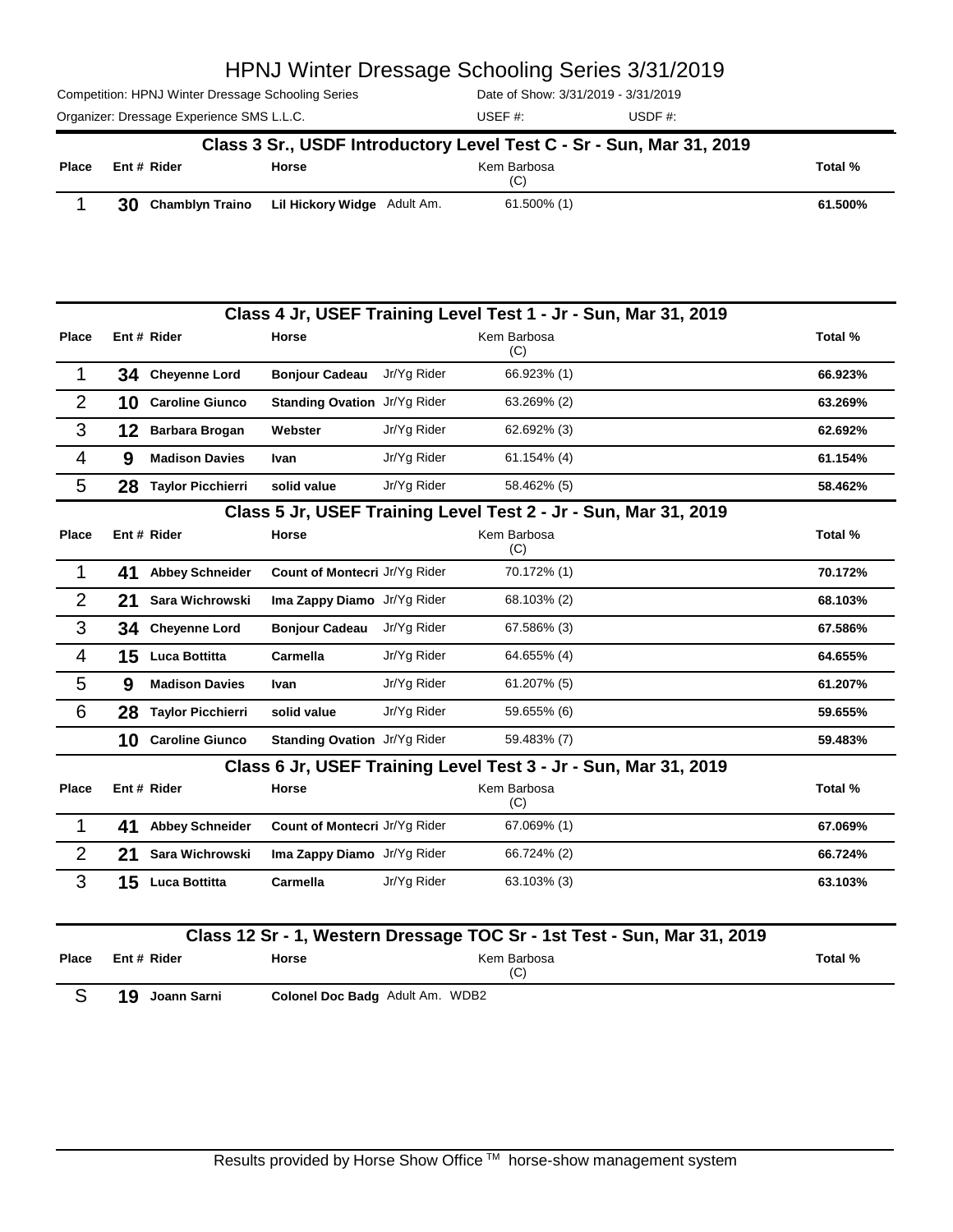# HPNJ Winter Dressage Schooling Series 3/31/2019

Competition: HPNJ Winter Dressage Schooling Series | Date of Show: 3/31/2019 - 3/31/2019

Organizer: Dressage Experience SMS L.L.C. | USEF #: | USDF #:

## Class 3 Sr., USDF Introductory Level Test C - Sr - Sun, Mar 31, 2019

| Place | Ent # | Rider | Horse | | Kem Barbosa (C) | Total % |
|---|---|---|---|---|---|---|
| 1 | 30 | Chamblyn Traino | Lil Hickory Widge | Adult Am. | 61.500% (1) | 61.500% |

## Class 4 Jr, USEF Training Level Test 1 - Jr - Sun, Mar 31, 2019

| Place | Ent # | Rider | Horse | | Kem Barbosa (C) | Total % |
|---|---|---|---|---|---|---|
| 1 | 34 | Cheyenne Lord | Bonjour Cadeau | Jr/Yg Rider | 66.923% (1) | 66.923% |
| 2 | 10 | Caroline Giunco | Standing Ovation | Jr/Yg Rider | 63.269% (2) | 63.269% |
| 3 | 12 | Barbara Brogan | Webster | Jr/Yg Rider | 62.692% (3) | 62.692% |
| 4 | 9 | Madison Davies | Ivan | Jr/Yg Rider | 61.154% (4) | 61.154% |
| 5 | 28 | Taylor Picchierri | solid value | Jr/Yg Rider | 58.462% (5) | 58.462% |

## Class 5 Jr, USEF Training Level Test 2 - Jr - Sun, Mar 31, 2019

| Place | Ent # | Rider | Horse | | Kem Barbosa (C) | Total % |
|---|---|---|---|---|---|---|
| 1 | 41 | Abbey Schneider | Count of Montecri | Jr/Yg Rider | 70.172% (1) | 70.172% |
| 2 | 21 | Sara Wichrowski | Ima Zappy Diamo | Jr/Yg Rider | 68.103% (2) | 68.103% |
| 3 | 34 | Cheyenne Lord | Bonjour Cadeau | Jr/Yg Rider | 67.586% (3) | 67.586% |
| 4 | 15 | Luca Bottitta | Carmella | Jr/Yg Rider | 64.655% (4) | 64.655% |
| 5 | 9 | Madison Davies | Ivan | Jr/Yg Rider | 61.207% (5) | 61.207% |
| 6 | 28 | Taylor Picchierri | solid value | Jr/Yg Rider | 59.655% (6) | 59.655% |
| | 10 | Caroline Giunco | Standing Ovation | Jr/Yg Rider | 59.483% (7) | 59.483% |

## Class 6 Jr, USEF Training Level Test 3 - Jr - Sun, Mar 31, 2019

| Place | Ent # | Rider | Horse | | Kem Barbosa (C) | Total % |
|---|---|---|---|---|---|---|
| 1 | 41 | Abbey Schneider | Count of Montecri | Jr/Yg Rider | 67.069% (1) | 67.069% |
| 2 | 21 | Sara Wichrowski | Ima Zappy Diamo | Jr/Yg Rider | 66.724% (2) | 66.724% |
| 3 | 15 | Luca Bottitta | Carmella | Jr/Yg Rider | 63.103% (3) | 63.103% |

## Class 12 Sr - 1, Western Dressage TOC Sr - 1st Test - Sun, Mar 31, 2019

| Place | Ent # | Rider | Horse | | Kem Barbosa (C) | Total % |
|---|---|---|---|---|---|---|
| S | 19 | Joann Sarni | Colonel Doc Badg | Adult Am. WDB2 | | |

Results provided by Horse Show Office ™ horse-show management system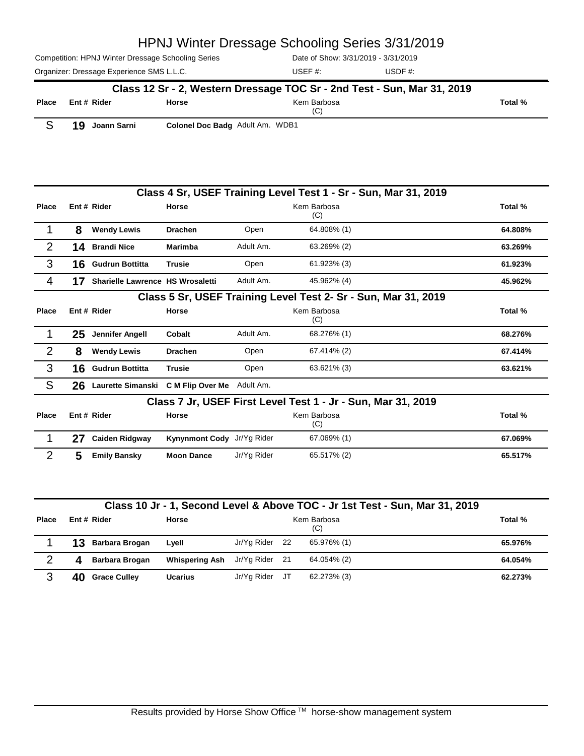# HPNJ Winter Dressage Schooling Series 3/31/2019

Competition: HPNJ Winter Dressage Schooling Series | Date of Show: 3/31/2019 - 3/31/2019

Organizer: Dressage Experience SMS L.L.C. | USEF #: | USDF #:

## Class 12 Sr - 2, Western Dressage TOC Sr - 2nd Test - Sun, Mar 31, 2019

| Place | Ent # | Rider | Horse | | | Kem Barbosa (C) | Total % |
|---|---|---|---|---|---|---|---|
| S | 19 | Joann Sarni | Colonel Doc Badg | Adult Am. | WDB1 | | |

## Class 4 Sr, USEF Training Level Test 1 - Sr - Sun, Mar 31, 2019

| Place | Ent # | Rider | Horse | | Kem Barbosa (C) | Total % |
|---|---|---|---|---|---|---|
| 1 | 8 | Wendy Lewis | Drachen | Open | 64.808% (1) | 64.808% |
| 2 | 14 | Brandi Nice | Marimba | Adult Am. | 63.269% (2) | 63.269% |
| 3 | 16 | Gudrun Bottitta | Trusie | Open | 61.923% (3) | 61.923% |
| 4 | 17 | Sharielle Lawrence | HS Wrosaletti | Adult Am. | 45.962% (4) | 45.962% |

## Class 5 Sr, USEF Training Level Test 2- Sr - Sun, Mar 31, 2019

| Place | Ent # | Rider | Horse | | Kem Barbosa (C) | Total % |
|---|---|---|---|---|---|---|
| 1 | 25 | Jennifer Angell | Cobalt | Adult Am. | 68.276% (1) | 68.276% |
| 2 | 8 | Wendy Lewis | Drachen | Open | 67.414% (2) | 67.414% |
| 3 | 16 | Gudrun Bottitta | Trusie | Open | 63.621% (3) | 63.621% |
| S | 26 | Laurette Simanski | C M Flip Over Me | Adult Am. | | |

## Class 7 Jr, USEF First Level Test 1 - Jr - Sun, Mar 31, 2019

| Place | Ent # | Rider | Horse | | Kem Barbosa (C) | Total % |
|---|---|---|---|---|---|---|
| 1 | 27 | Caiden Ridgway | Kynynmont Cody | Jr/Yg Rider | 67.069% (1) | 67.069% |
| 2 | 5 | Emily Bansky | Moon Dance | Jr/Yg Rider | 65.517% (2) | 65.517% |

## Class 10 Jr - 1, Second Level & Above TOC - Jr 1st Test - Sun, Mar 31, 2019

| Place | Ent # | Rider | Horse | | | Kem Barbosa (C) | Total % |
|---|---|---|---|---|---|---|---|
| 1 | 13 | Barbara Brogan | Lyell | Jr/Yg Rider | 22 | 65.976% (1) | 65.976% |
| 2 | 4 | Barbara Brogan | Whispering Ash | Jr/Yg Rider | 21 | 64.054% (2) | 64.054% |
| 3 | 40 | Grace Culley | Ucarius | Jr/Yg Rider | JT | 62.273% (3) | 62.273% |

Results provided by Horse Show Office ™ horse-show management system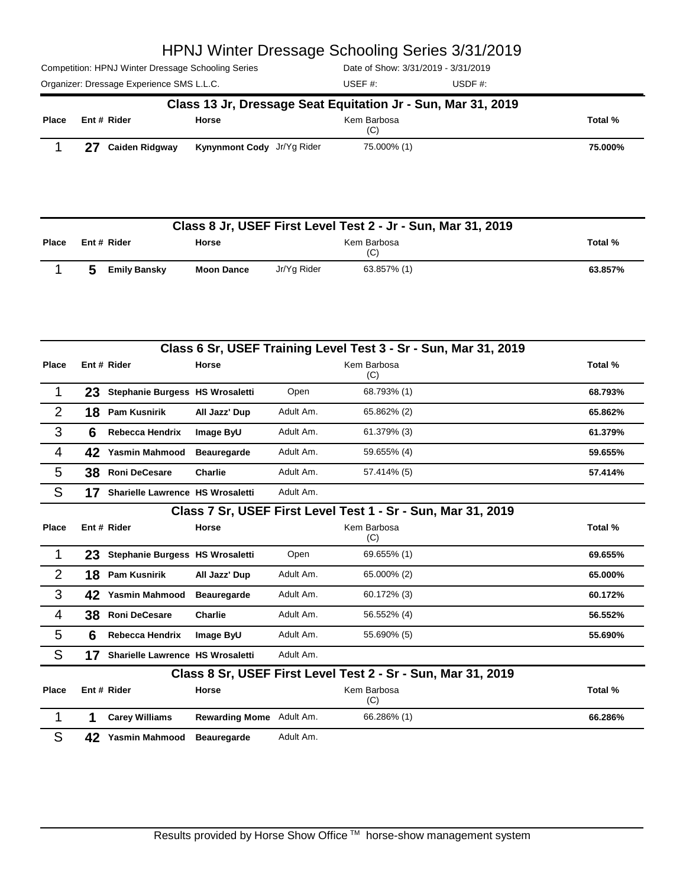# HPNJ Winter Dressage Schooling Series 3/31/2019

Competition: HPNJ Winter Dressage Schooling Series — Date of Show: 3/31/2019 - 3/31/2019

Organizer: Dressage Experience SMS L.L.C. — USEF #: — USDF #:

## Class 13 Jr, Dressage Seat Equitation Jr - Sun, Mar 31, 2019

| Place | Ent # | Rider | Horse | | Kem Barbosa (C) | Total % |
|---|---|---|---|---|---|---|
| 1 | 27 | Caiden Ridgway | Kynynmont Cody | Jr/Yg Rider | 75.000% (1) | 75.000% |

## Class 8 Jr, USEF First Level Test 2 - Jr - Sun, Mar 31, 2019

| Place | Ent # | Rider | Horse | | Kem Barbosa (C) | Total % |
|---|---|---|---|---|---|---|
| 1 | 5 | Emily Bansky | Moon Dance | Jr/Yg Rider | 63.857% (1) | 63.857% |

## Class 6 Sr, USEF Training Level Test 3 - Sr - Sun, Mar 31, 2019

| Place | Ent # | Rider | Horse | | Kem Barbosa (C) | Total % |
|---|---|---|---|---|---|---|
| 1 | 23 | Stephanie Burgess | HS Wrosaletti | Open | 68.793% (1) | 68.793% |
| 2 | 18 | Pam Kusnirik | All Jazz' Dup | Adult Am. | 65.862% (2) | 65.862% |
| 3 | 6 | Rebecca Hendrix | Image ByU | Adult Am. | 61.379% (3) | 61.379% |
| 4 | 42 | Yasmin Mahmood | Beauregarde | Adult Am. | 59.655% (4) | 59.655% |
| 5 | 38 | Roni DeCesare | Charlie | Adult Am. | 57.414% (5) | 57.414% |
| S | 17 | Sharielle Lawrence | HS Wrosaletti | Adult Am. | | |

## Class 7 Sr, USEF First Level Test 1 - Sr - Sun, Mar 31, 2019

| Place | Ent # | Rider | Horse | | Kem Barbosa (C) | Total % |
|---|---|---|---|---|---|---|
| 1 | 23 | Stephanie Burgess | HS Wrosaletti | Open | 69.655% (1) | 69.655% |
| 2 | 18 | Pam Kusnirik | All Jazz' Dup | Adult Am. | 65.000% (2) | 65.000% |
| 3 | 42 | Yasmin Mahmood | Beauregarde | Adult Am. | 60.172% (3) | 60.172% |
| 4 | 38 | Roni DeCesare | Charlie | Adult Am. | 56.552% (4) | 56.552% |
| 5 | 6 | Rebecca Hendrix | Image ByU | Adult Am. | 55.690% (5) | 55.690% |
| S | 17 | Sharielle Lawrence | HS Wrosaletti | Adult Am. | | |

## Class 8 Sr, USEF First Level Test 2 - Sr - Sun, Mar 31, 2019

| Place | Ent # | Rider | Horse | | Kem Barbosa (C) | Total % |
|---|---|---|---|---|---|---|
| 1 | 1 | Carey Williams | Rewarding Mome | Adult Am. | 66.286% (1) | 66.286% |
| S | 42 | Yasmin Mahmood | Beauregarde | Adult Am. | | |

Results provided by Horse Show Office ™ horse-show management system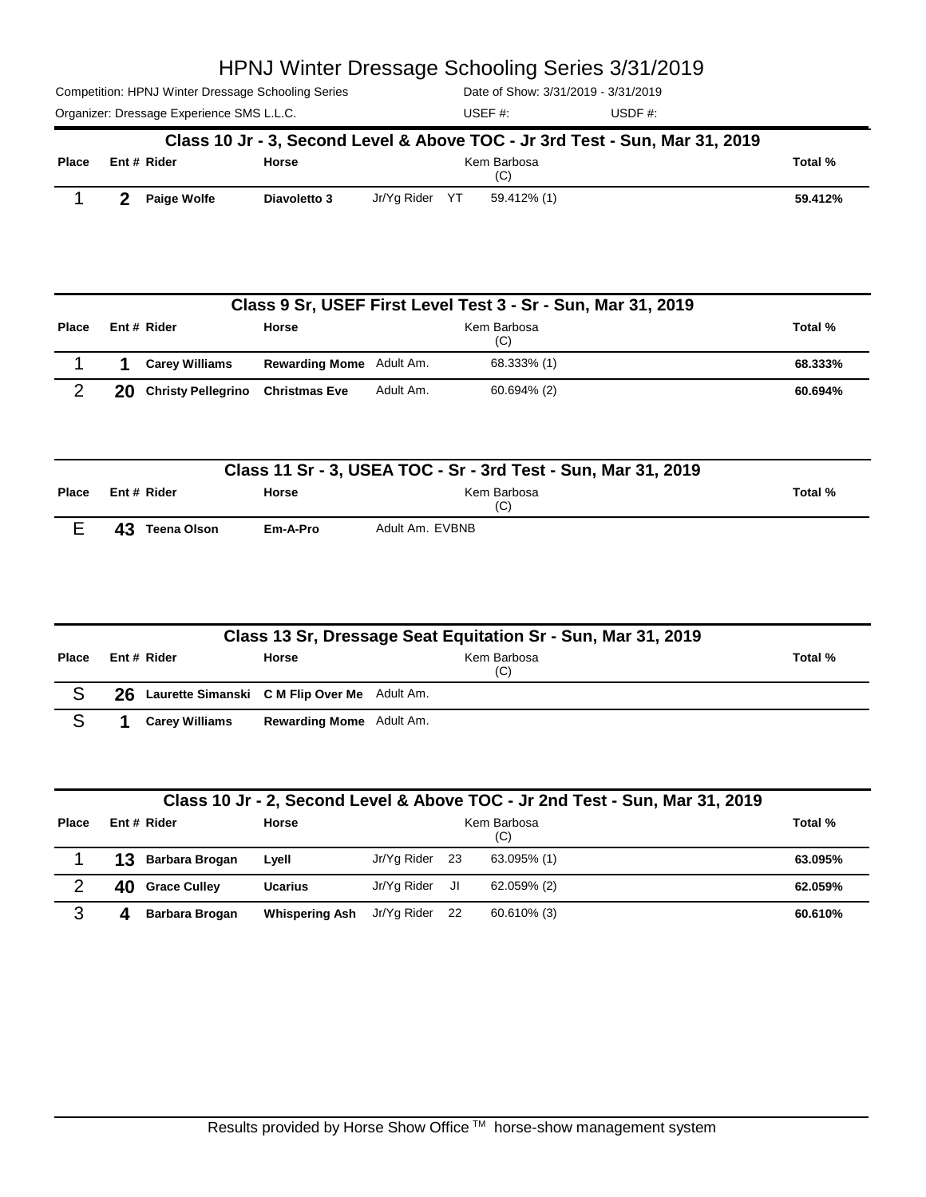# HPNJ Winter Dressage Schooling Series 3/31/2019

Competition: HPNJ Winter Dressage Schooling Series | Date of Show: 3/31/2019 - 3/31/2019

Organizer: Dressage Experience SMS L.L.C. | USEF #: | USDF #:

## Class 10 Jr - 3, Second Level & Above TOC - Jr 3rd Test - Sun, Mar 31, 2019

| Place | Ent # | Rider | Horse | | | Kem Barbosa (C) | Total % |
|---|---|---|---|---|---|---|---|
| 1 | 2 | Paige Wolfe | Diavoletto 3 | Jr/Yg Rider | YT | 59.412% (1) | 59.412% |

## Class 9 Sr, USEF First Level Test 3 - Sr - Sun, Mar 31, 2019

| Place | Ent # | Rider | Horse | | Kem Barbosa (C) | Total % |
|---|---|---|---|---|---|---|
| 1 | 1 | Carey Williams | Rewarding Mome | Adult Am. | 68.333% (1) | 68.333% |
| 2 | 20 | Christy Pellegrino | Christmas Eve | Adult Am. | 60.694% (2) | 60.694% |

## Class 11 Sr - 3, USEA TOC - Sr - 3rd Test - Sun, Mar 31, 2019

| Place | Ent # | Rider | Horse | | Kem Barbosa (C) | Total % |
|---|---|---|---|---|---|---|
| E | 43 | Teena Olson | Em-A-Pro | Adult Am. EVBNB | | |

## Class 13 Sr, Dressage Seat Equitation Sr - Sun, Mar 31, 2019

| Place | Ent # | Rider | Horse | | Kem Barbosa (C) | Total % |
|---|---|---|---|---|---|---|
| S | 26 | Laurette Simanski | C M Flip Over Me | Adult Am. | | |
| S | 1 | Carey Williams | Rewarding Mome | Adult Am. | | |

## Class 10 Jr - 2, Second Level & Above TOC - Jr 2nd Test - Sun, Mar 31, 2019

| Place | Ent # | Rider | Horse | | | Kem Barbosa (C) | Total % |
|---|---|---|---|---|---|---|---|
| 1 | 13 | Barbara Brogan | Lyell | Jr/Yg Rider | 23 | 63.095% (1) | 63.095% |
| 2 | 40 | Grace Culley | Ucarius | Jr/Yg Rider | JI | 62.059% (2) | 62.059% |
| 3 | 4 | Barbara Brogan | Whispering Ash | Jr/Yg Rider | 22 | 60.610% (3) | 60.610% |

Results provided by Horse Show Office ™ horse-show management system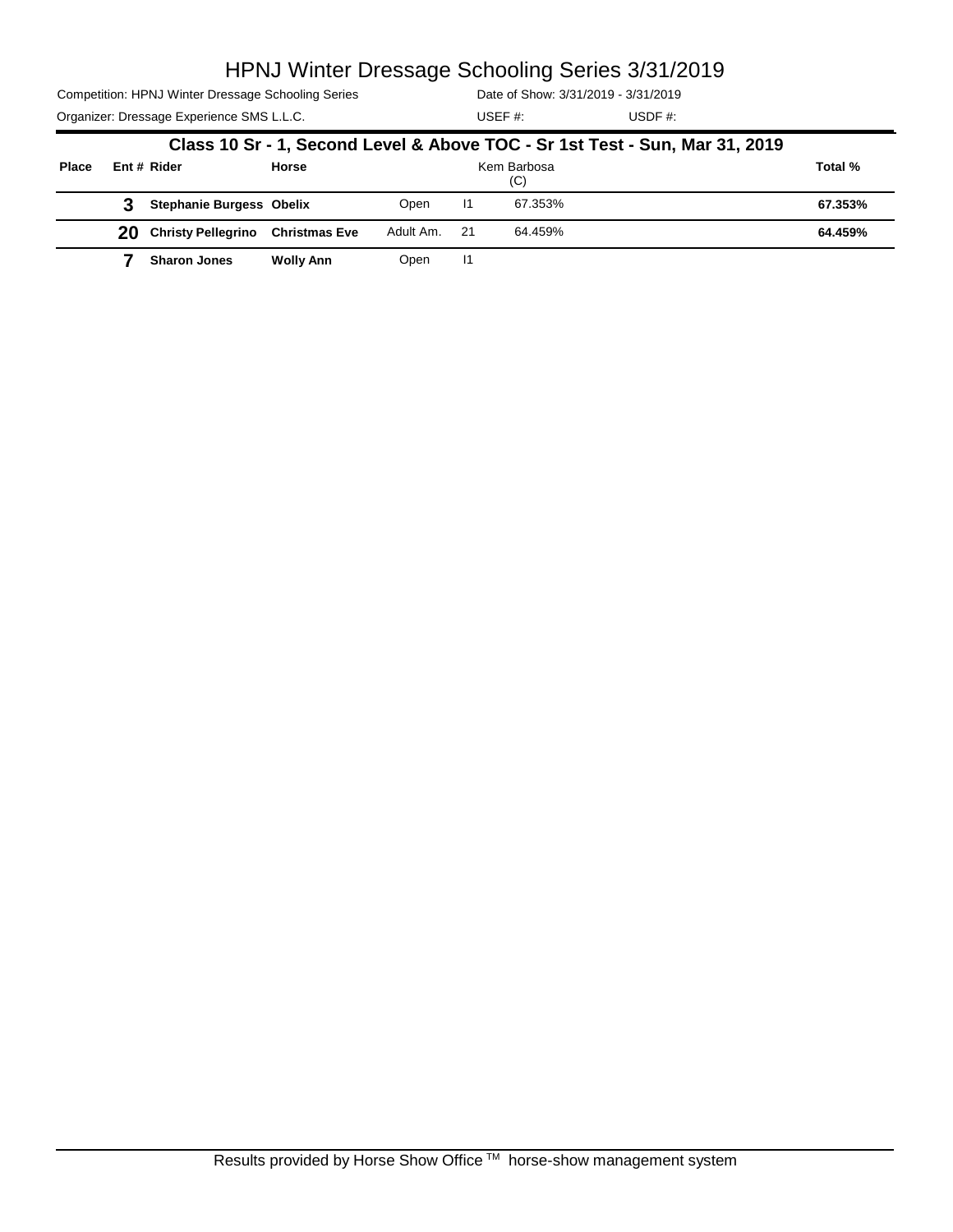# HPNJ Winter Dressage Schooling Series 3/31/2019

Competition: HPNJ Winter Dressage Schooling Series    Date of Show: 3/31/2019 - 3/31/2019

Organizer: Dressage Experience SMS L.L.C.    USEF #:    USDF #:

## Class 10 Sr - 1, Second Level & Above TOC - Sr 1st Test - Sun, Mar 31, 2019

| Place | Ent # | Rider | Horse | | | Kem Barbosa (C) | Total % |
|---|---|---|---|---|---|---|---|
| | 3 | Stephanie Burgess | Obelix | Open | I1 | 67.353% | 67.353% |
| | 20 | Christy Pellegrino | Christmas Eve | Adult Am. | 21 | 64.459% | 64.459% |
| | 7 | Sharon Jones | Wolly Ann | Open | I1 | | |

Results provided by Horse Show Office ™ horse-show management system